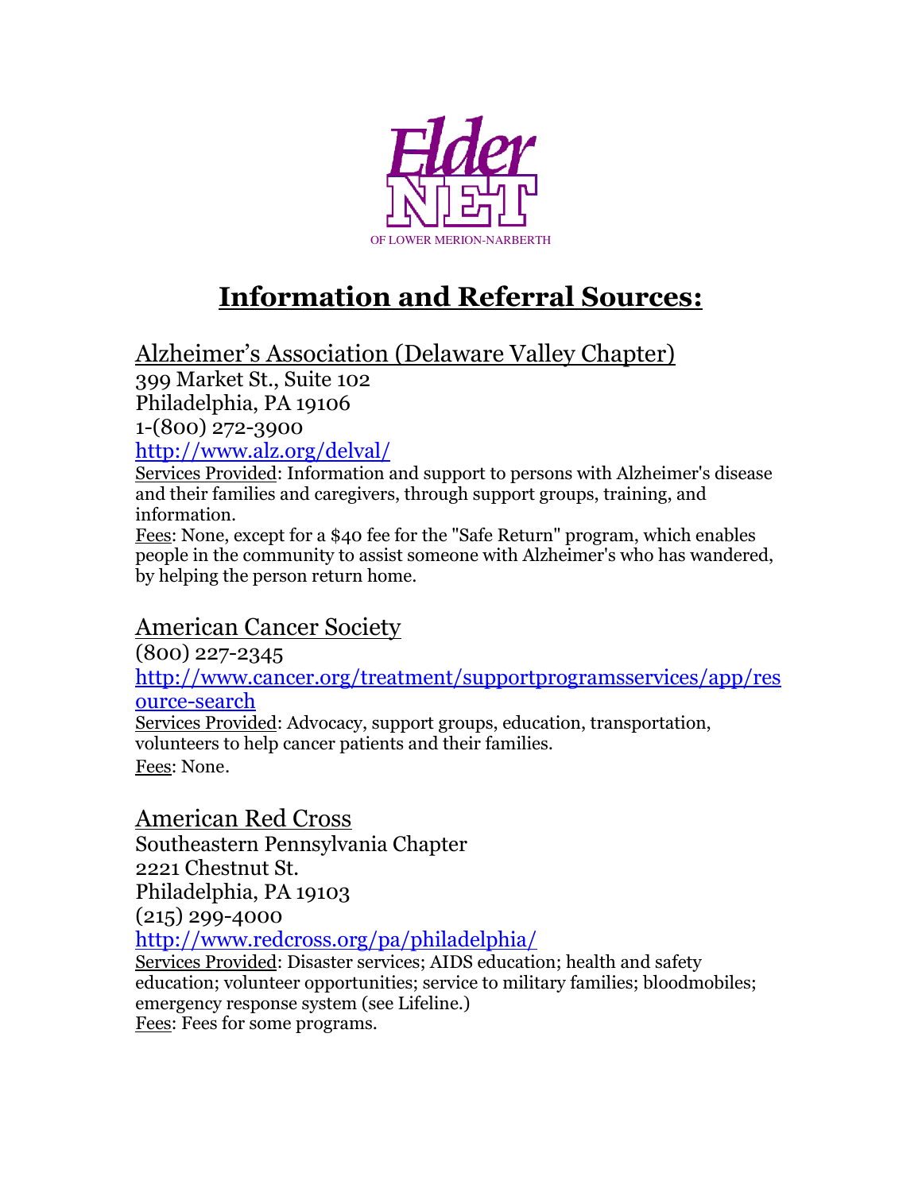Elder NET

OF LOWER MERION-NARBERTH

# Information and Referral Sources:

## Alzheimer's Association (Delaware Valley Chapter)

399 Market St., Suite 102
Philadelphia, PA 19106
1-(800) 272-3900
http://www.alz.org/delval/

Services Provided: Information and support to persons with Alzheimer's disease and their families and caregivers, through support groups, training, and information.

Fees: None, except for a $40 fee for the "Safe Return" program, which enables people in the community to assist someone with Alzheimer's who has wandered, by helping the person return home.

## American Cancer Society

(800) 227-2345
http://www.cancer.org/treatment/supportprogramsservices/app/resource-search

Services Provided: Advocacy, support groups, education, transportation, volunteers to help cancer patients and their families.

Fees: None.

## American Red Cross

Southeastern Pennsylvania Chapter
2221 Chestnut St.
Philadelphia, PA 19103
(215) 299-4000
http://www.redcross.org/pa/philadelphia/

Services Provided: Disaster services; AIDS education; health and safety education; volunteer opportunities; service to military families; bloodmobiles; emergency response system (see Lifeline.)

Fees: Fees for some programs.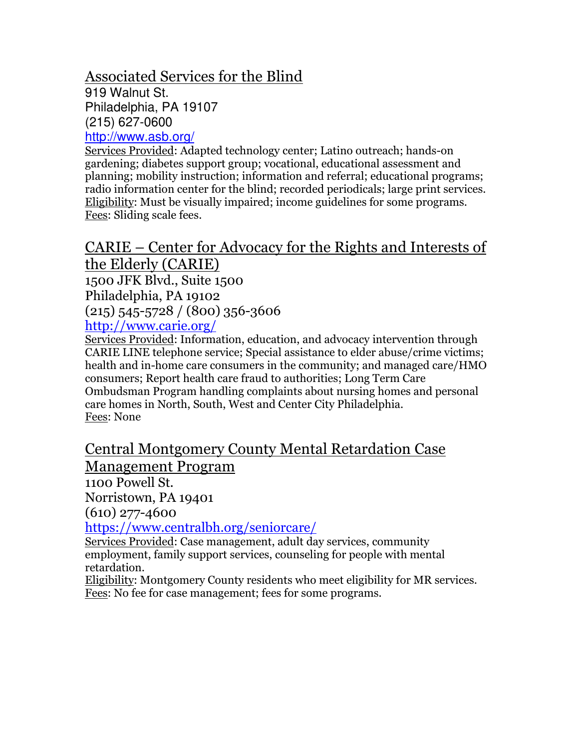## Associated Services for the Blind

919 Walnut St.
Philadelphia, PA 19107
(215) 627-0600
http://www.asb.org/

Services Provided: Adapted technology center; Latino outreach; hands-on gardening; diabetes support group; vocational, educational assessment and planning; mobility instruction; information and referral; educational programs; radio information center for the blind; recorded periodicals; large print services.
Eligibility: Must be visually impaired; income guidelines for some programs.
Fees: Sliding scale fees.

## CARIE – Center for Advocacy for the Rights and Interests of the Elderly (CARIE)

1500 JFK Blvd., Suite 1500
Philadelphia, PA 19102
(215) 545-5728 / (800) 356-3606
http://www.carie.org/

Services Provided: Information, education, and advocacy intervention through CARIE LINE telephone service; Special assistance to elder abuse/crime victims; health and in-home care consumers in the community; and managed care/HMO consumers; Report health care fraud to authorities; Long Term Care Ombudsman Program handling complaints about nursing homes and personal care homes in North, South, West and Center City Philadelphia.
Fees: None

## Central Montgomery County Mental Retardation Case Management Program

1100 Powell St.
Norristown, PA 19401
(610) 277-4600
https://www.centralbh.org/seniorcare/

Services Provided: Case management, adult day services, community employment, family support services, counseling for people with mental retardation.
Eligibility: Montgomery County residents who meet eligibility for MR services.
Fees: No fee for case management; fees for some programs.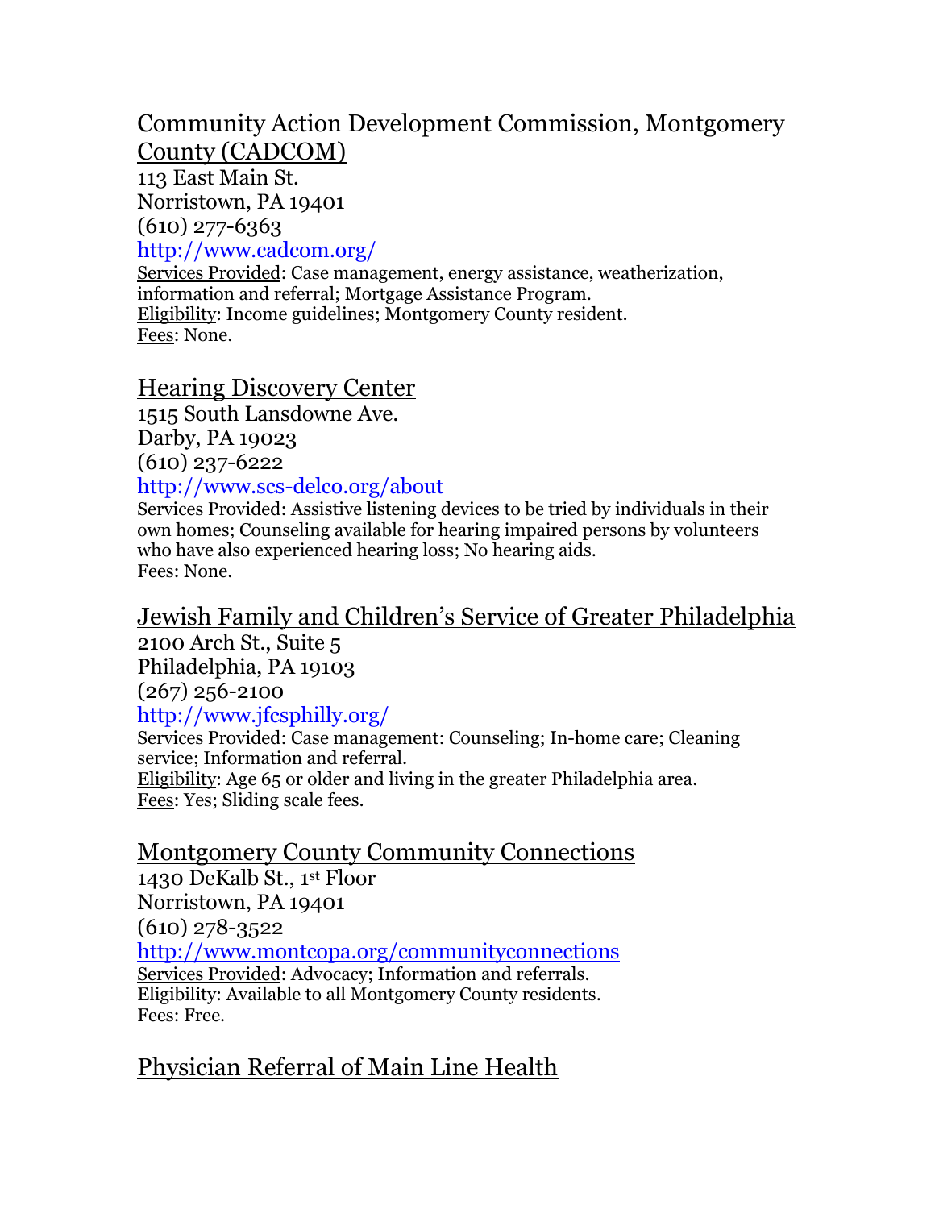## Community Action Development Commission, Montgomery County (CADCOM)

113 East Main St.
Norristown, PA 19401
(610) 277-6363
http://www.cadcom.org/

Services Provided: Case management, energy assistance, weatherization, information and referral; Mortgage Assistance Program.
Eligibility: Income guidelines; Montgomery County resident.
Fees: None.

## Hearing Discovery Center

1515 South Lansdowne Ave.
Darby, PA 19023
(610) 237-6222
http://www.scs-delco.org/about

Services Provided: Assistive listening devices to be tried by individuals in their own homes; Counseling available for hearing impaired persons by volunteers who have also experienced hearing loss; No hearing aids.
Fees: None.

## Jewish Family and Children's Service of Greater Philadelphia

2100 Arch St., Suite 5
Philadelphia, PA 19103
(267) 256-2100
http://www.jfcsphilly.org/

Services Provided: Case management: Counseling; In-home care; Cleaning service; Information and referral.
Eligibility: Age 65 or older and living in the greater Philadelphia area.
Fees: Yes; Sliding scale fees.

## Montgomery County Community Connections

1430 DeKalb St., 1st Floor
Norristown, PA 19401
(610) 278-3522
http://www.montcopa.org/communityconnections

Services Provided: Advocacy; Information and referrals.
Eligibility: Available to all Montgomery County residents.
Fees: Free.

## Physician Referral of Main Line Health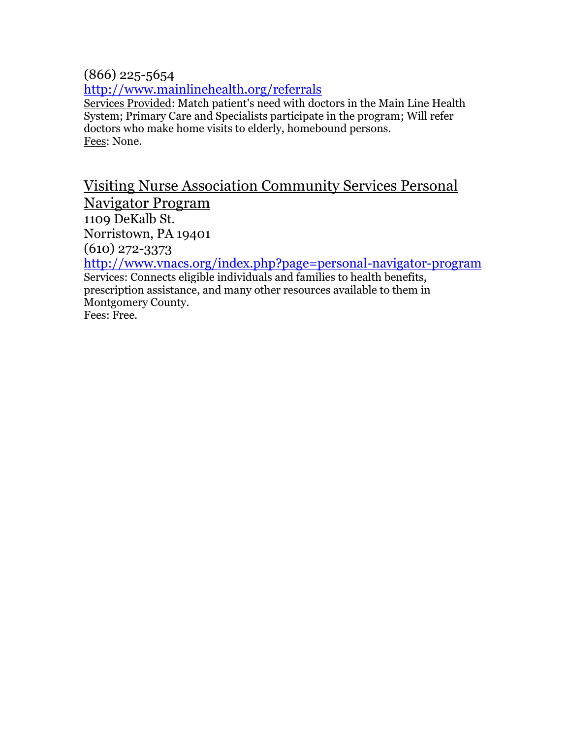(866) 225-5654
[http://www.mainlinehealth.org/referrals](http://www.mainlinehealth.org/referrals)
Services Provided: Match patient's need with doctors in the Main Line Health System; Primary Care and Specialists participate in the program; Will refer doctors who make home visits to elderly, homebound persons.
Fees: None.

## Visiting Nurse Association Community Services Personal Navigator Program

1109 DeKalb St.
Norristown, PA 19401
(610) 272-3373
[http://www.vnacs.org/index.php?page=personal-navigator-program](http://www.vnacs.org/index.php?page=personal-navigator-program)
Services: Connects eligible individuals and families to health benefits, prescription assistance, and many other resources available to them in Montgomery County.
Fees: Free.